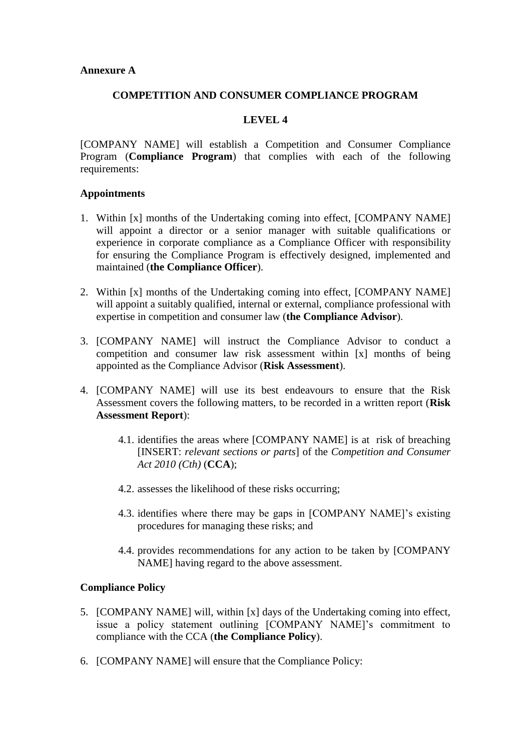**Annexure A**

## COMPETITION AND CONSUMER COMPLIANCE PROGRAM

## LEVEL 4

[COMPANY NAME] will establish a Competition and Consumer Compliance Program (**Compliance Program**) that complies with each of the following requirements:

### Appointments

1. Within [x] months of the Undertaking coming into effect, [COMPANY NAME] will appoint a director or a senior manager with suitable qualifications or experience in corporate compliance as a Compliance Officer with responsibility for ensuring the Compliance Program is effectively designed, implemented and maintained (**the Compliance Officer**).

2. Within [x] months of the Undertaking coming into effect, [COMPANY NAME] will appoint a suitably qualified, internal or external, compliance professional with expertise in competition and consumer law (**the Compliance Advisor**).

3. [COMPANY NAME] will instruct the Compliance Advisor to conduct a competition and consumer law risk assessment within [x] months of being appointed as the Compliance Advisor (**Risk Assessment**).

4. [COMPANY NAME] will use its best endeavours to ensure that the Risk Assessment covers the following matters, to be recorded in a written report (**Risk Assessment Report**):

   4.1. identifies the areas where [COMPANY NAME] is at risk of breaching [INSERT: *relevant sections or parts*] of the *Competition and Consumer Act 2010 (Cth)* (**CCA**);

   4.2. assesses the likelihood of these risks occurring;

   4.3. identifies where there may be gaps in [COMPANY NAME]'s existing procedures for managing these risks; and

   4.4. provides recommendations for any action to be taken by [COMPANY NAME] having regard to the above assessment.

### Compliance Policy

5. [COMPANY NAME] will, within [x] days of the Undertaking coming into effect, issue a policy statement outlining [COMPANY NAME]'s commitment to compliance with the CCA (**the Compliance Policy**).

6. [COMPANY NAME] will ensure that the Compliance Policy: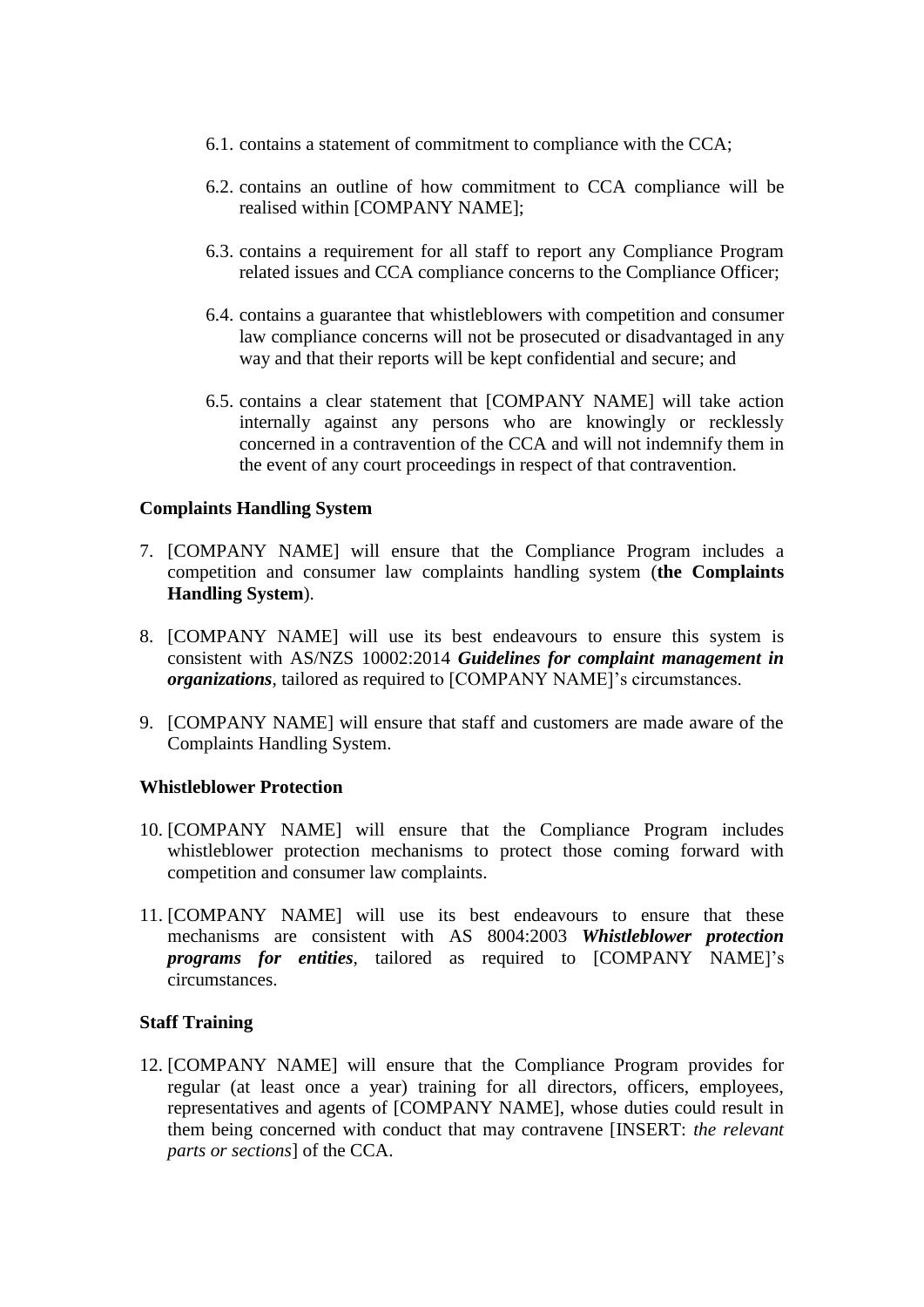6.1. contains a statement of commitment to compliance with the CCA;

6.2. contains an outline of how commitment to CCA compliance will be realised within [COMPANY NAME];

6.3. contains a requirement for all staff to report any Compliance Program related issues and CCA compliance concerns to the Compliance Officer;

6.4. contains a guarantee that whistleblowers with competition and consumer law compliance concerns will not be prosecuted or disadvantaged in any way and that their reports will be kept confidential and secure; and

6.5. contains a clear statement that [COMPANY NAME] will take action internally against any persons who are knowingly or recklessly concerned in a contravention of the CCA and will not indemnify them in the event of any court proceedings in respect of that contravention.

**Complaints Handling System**

7. [COMPANY NAME] will ensure that the Compliance Program includes a competition and consumer law complaints handling system (**the Complaints Handling System**).

8. [COMPANY NAME] will use its best endeavours to ensure this system is consistent with AS/NZS 10002:2014 ***Guidelines for complaint management in organizations***, tailored as required to [COMPANY NAME]'s circumstances.

9. [COMPANY NAME] will ensure that staff and customers are made aware of the Complaints Handling System.

**Whistleblower Protection**

10. [COMPANY NAME] will ensure that the Compliance Program includes whistleblower protection mechanisms to protect those coming forward with competition and consumer law complaints.

11. [COMPANY NAME] will use its best endeavours to ensure that these mechanisms are consistent with AS 8004:2003 ***Whistleblower protection programs for entities***, tailored as required to [COMPANY NAME]'s circumstances.

**Staff Training**

12. [COMPANY NAME] will ensure that the Compliance Program provides for regular (at least once a year) training for all directors, officers, employees, representatives and agents of [COMPANY NAME], whose duties could result in them being concerned with conduct that may contravene [INSERT: *the relevant parts or sections*] of the CCA.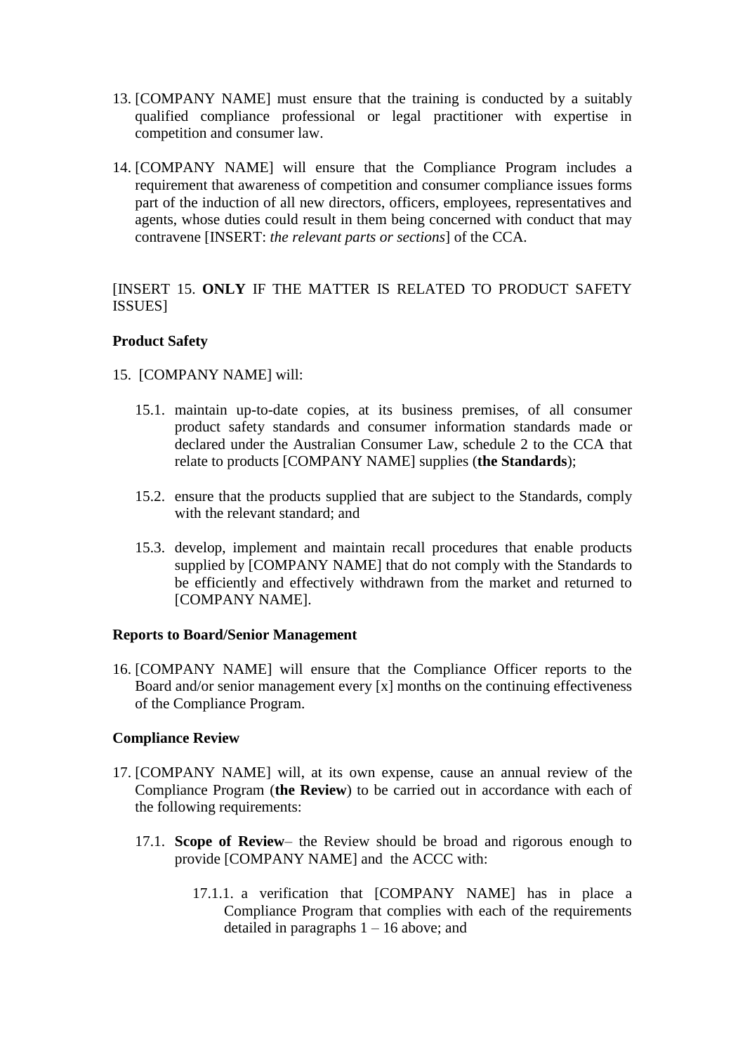13. [COMPANY NAME] must ensure that the training is conducted by a suitably qualified compliance professional or legal practitioner with expertise in competition and consumer law.

14. [COMPANY NAME] will ensure that the Compliance Program includes a requirement that awareness of competition and consumer compliance issues forms part of the induction of all new directors, officers, employees, representatives and agents, whose duties could result in them being concerned with conduct that may contravene [INSERT: *the relevant parts or sections*] of the CCA.

[INSERT 15. **ONLY** IF THE MATTER IS RELATED TO PRODUCT SAFETY ISSUES]

**Product Safety**

15. [COMPANY NAME] will:

    15.1. maintain up-to-date copies, at its business premises, of all consumer product safety standards and consumer information standards made or declared under the Australian Consumer Law, schedule 2 to the CCA that relate to products [COMPANY NAME] supplies (**the Standards**);

    15.2. ensure that the products supplied that are subject to the Standards, comply with the relevant standard; and

    15.3. develop, implement and maintain recall procedures that enable products supplied by [COMPANY NAME] that do not comply with the Standards to be efficiently and effectively withdrawn from the market and returned to [COMPANY NAME].

**Reports to Board/Senior Management**

16. [COMPANY NAME] will ensure that the Compliance Officer reports to the Board and/or senior management every [x] months on the continuing effectiveness of the Compliance Program.

**Compliance Review**

17. [COMPANY NAME] will, at its own expense, cause an annual review of the Compliance Program (**the Review**) to be carried out in accordance with each of the following requirements:

    17.1. **Scope of Review**– the Review should be broad and rigorous enough to provide [COMPANY NAME] and the ACCC with:

        17.1.1. a verification that [COMPANY NAME] has in place a Compliance Program that complies with each of the requirements detailed in paragraphs 1 – 16 above; and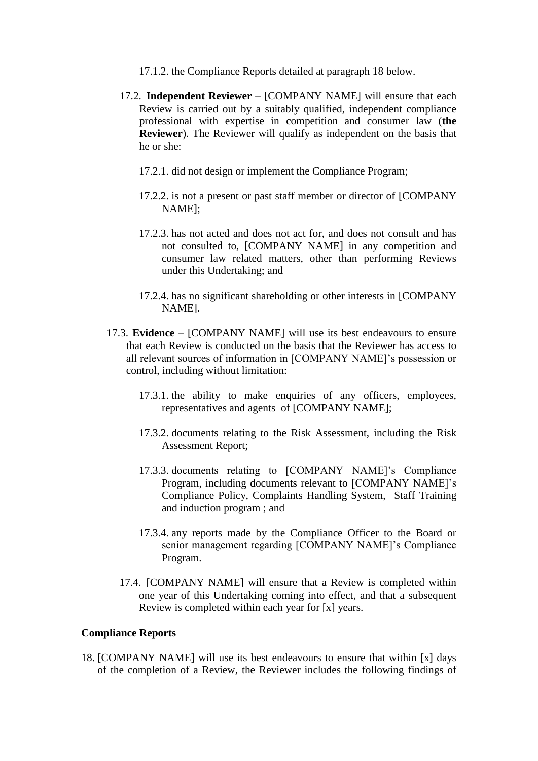17.1.2. the Compliance Reports detailed at paragraph 18 below.

17.2. **Independent Reviewer** – [COMPANY NAME] will ensure that each Review is carried out by a suitably qualified, independent compliance professional with expertise in competition and consumer law (**the Reviewer**). The Reviewer will qualify as independent on the basis that he or she:

17.2.1. did not design or implement the Compliance Program;

17.2.2. is not a present or past staff member or director of [COMPANY NAME];

17.2.3. has not acted and does not act for, and does not consult and has not consulted to, [COMPANY NAME] in any competition and consumer law related matters, other than performing Reviews under this Undertaking; and

17.2.4. has no significant shareholding or other interests in [COMPANY NAME].

17.3. **Evidence** – [COMPANY NAME] will use its best endeavours to ensure that each Review is conducted on the basis that the Reviewer has access to all relevant sources of information in [COMPANY NAME]'s possession or control, including without limitation:

17.3.1. the ability to make enquiries of any officers, employees, representatives and agents of [COMPANY NAME];

17.3.2. documents relating to the Risk Assessment, including the Risk Assessment Report;

17.3.3. documents relating to [COMPANY NAME]'s Compliance Program, including documents relevant to [COMPANY NAME]'s Compliance Policy, Complaints Handling System, Staff Training and induction program ; and

17.3.4. any reports made by the Compliance Officer to the Board or senior management regarding [COMPANY NAME]'s Compliance Program.

17.4. [COMPANY NAME] will ensure that a Review is completed within one year of this Undertaking coming into effect, and that a subsequent Review is completed within each year for [x] years.

**Compliance Reports**

18. [COMPANY NAME] will use its best endeavours to ensure that within [x] days of the completion of a Review, the Reviewer includes the following findings of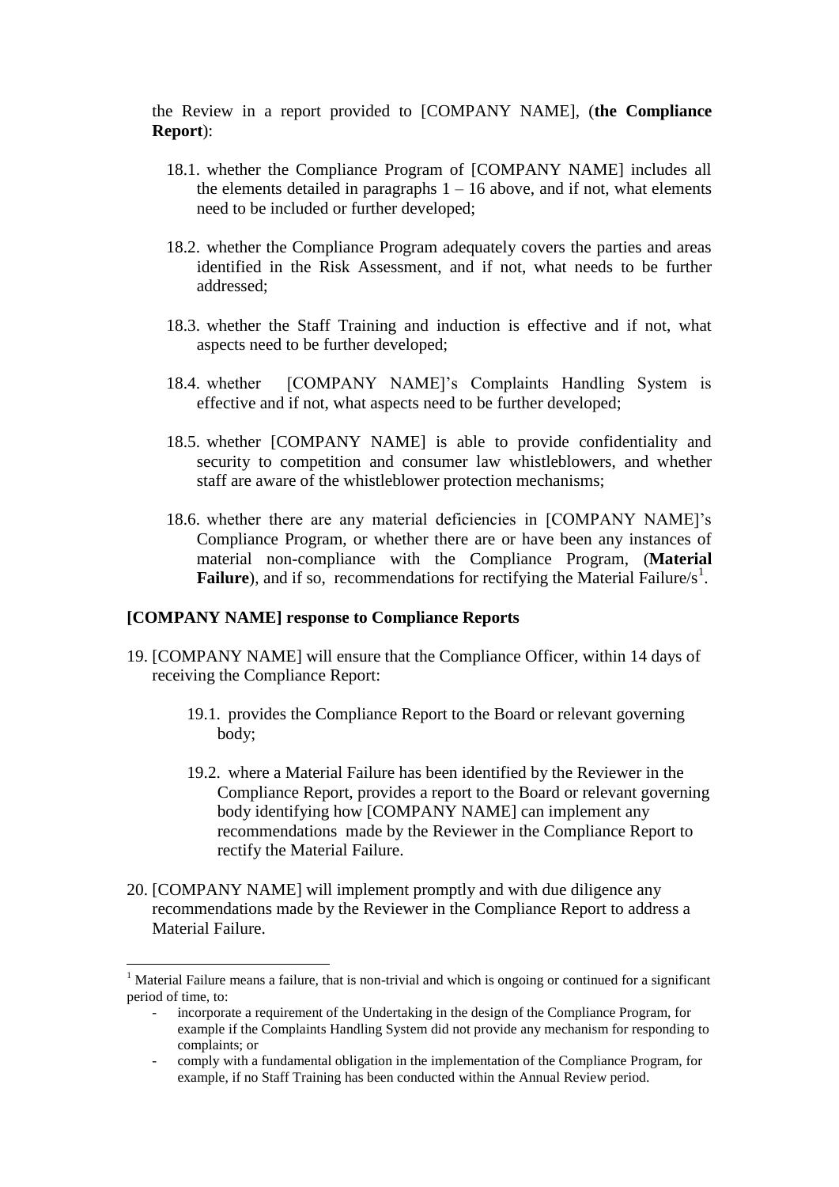the Review in a report provided to [COMPANY NAME], (**the Compliance Report**):

18.1. whether the Compliance Program of [COMPANY NAME] includes all the elements detailed in paragraphs 1 – 16 above, and if not, what elements need to be included or further developed;

18.2. whether the Compliance Program adequately covers the parties and areas identified in the Risk Assessment, and if not, what needs to be further addressed;

18.3. whether the Staff Training and induction is effective and if not, what aspects need to be further developed;

18.4. whether [COMPANY NAME]'s Complaints Handling System is effective and if not, what aspects need to be further developed;

18.5. whether [COMPANY NAME] is able to provide confidentiality and security to competition and consumer law whistleblowers, and whether staff are aware of the whistleblower protection mechanisms;

18.6. whether there are any material deficiencies in [COMPANY NAME]'s Compliance Program, or whether there are or have been any instances of material non-compliance with the Compliance Program, (**Material Failure**), and if so, recommendations for rectifying the Material Failure/s[1].

**[COMPANY NAME] response to Compliance Reports**

19. [COMPANY NAME] will ensure that the Compliance Officer, within 14 days of receiving the Compliance Report:

    19.1. provides the Compliance Report to the Board or relevant governing body;

    19.2. where a Material Failure has been identified by the Reviewer in the Compliance Report, provides a report to the Board or relevant governing body identifying how [COMPANY NAME] can implement any recommendations made by the Reviewer in the Compliance Report to rectify the Material Failure.

20. [COMPANY NAME] will implement promptly and with due diligence any recommendations made by the Reviewer in the Compliance Report to address a Material Failure.

---

[1] Material Failure means a failure, that is non-trivial and which is ongoing or continued for a significant period of time, to:

- incorporate a requirement of the Undertaking in the design of the Compliance Program, for example if the Complaints Handling System did not provide any mechanism for responding to complaints; or
- comply with a fundamental obligation in the implementation of the Compliance Program, for example, if no Staff Training has been conducted within the Annual Review period.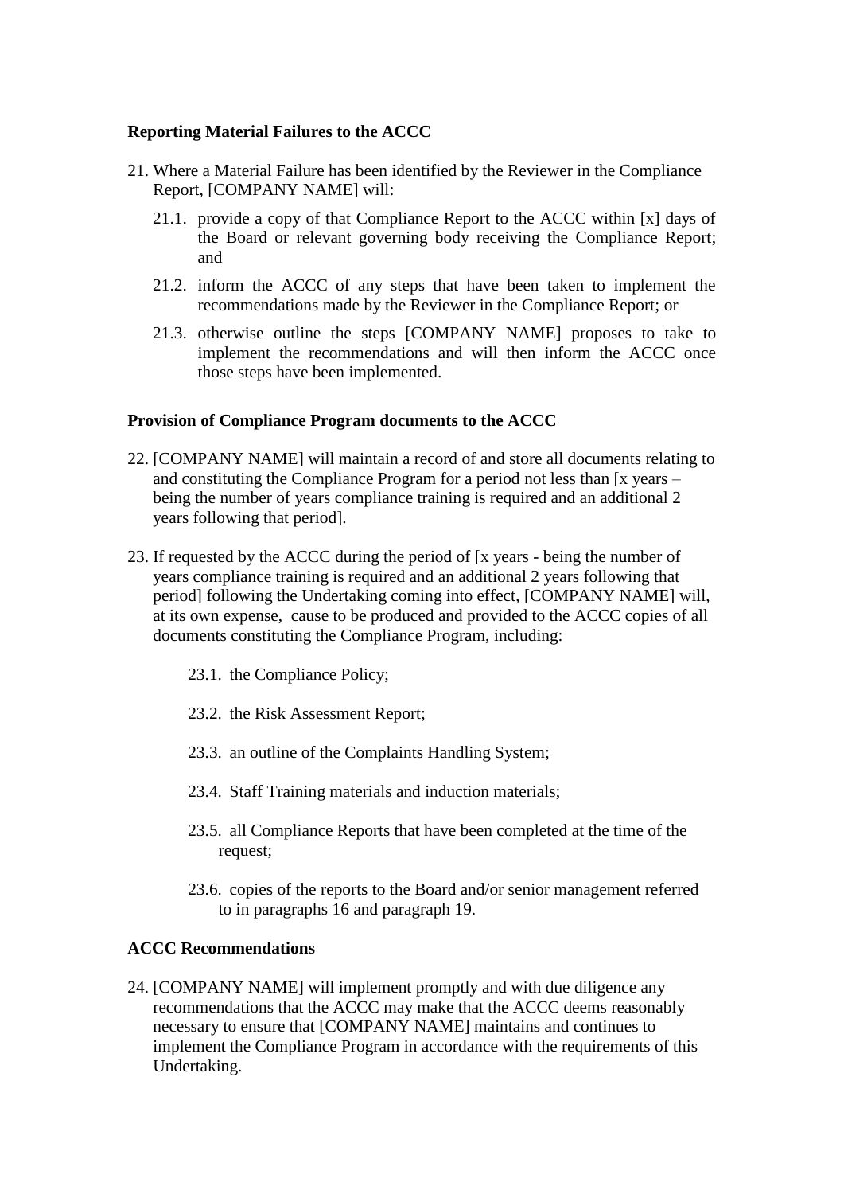**Reporting Material Failures to the ACCC**

21. Where a Material Failure has been identified by the Reviewer in the Compliance Report, [COMPANY NAME] will:
    21.1. provide a copy of that Compliance Report to the ACCC within [x] days of the Board or relevant governing body receiving the Compliance Report; and
    21.2. inform the ACCC of any steps that have been taken to implement the recommendations made by the Reviewer in the Compliance Report; or
    21.3. otherwise outline the steps [COMPANY NAME] proposes to take to implement the recommendations and will then inform the ACCC once those steps have been implemented.

**Provision of Compliance Program documents to the ACCC**

22. [COMPANY NAME] will maintain a record of and store all documents relating to and constituting the Compliance Program for a period not less than [x years – being the number of years compliance training is required and an additional 2 years following that period].

23. If requested by the ACCC during the period of [x years - being the number of years compliance training is required and an additional 2 years following that period] following the Undertaking coming into effect, [COMPANY NAME] will, at its own expense, cause to be produced and provided to the ACCC copies of all documents constituting the Compliance Program, including:
    23.1. the Compliance Policy;
    23.2. the Risk Assessment Report;
    23.3. an outline of the Complaints Handling System;
    23.4. Staff Training materials and induction materials;
    23.5. all Compliance Reports that have been completed at the time of the request;
    23.6. copies of the reports to the Board and/or senior management referred to in paragraphs 16 and paragraph 19.

**ACCC Recommendations**

24. [COMPANY NAME] will implement promptly and with due diligence any recommendations that the ACCC may make that the ACCC deems reasonably necessary to ensure that [COMPANY NAME] maintains and continues to implement the Compliance Program in accordance with the requirements of this Undertaking.